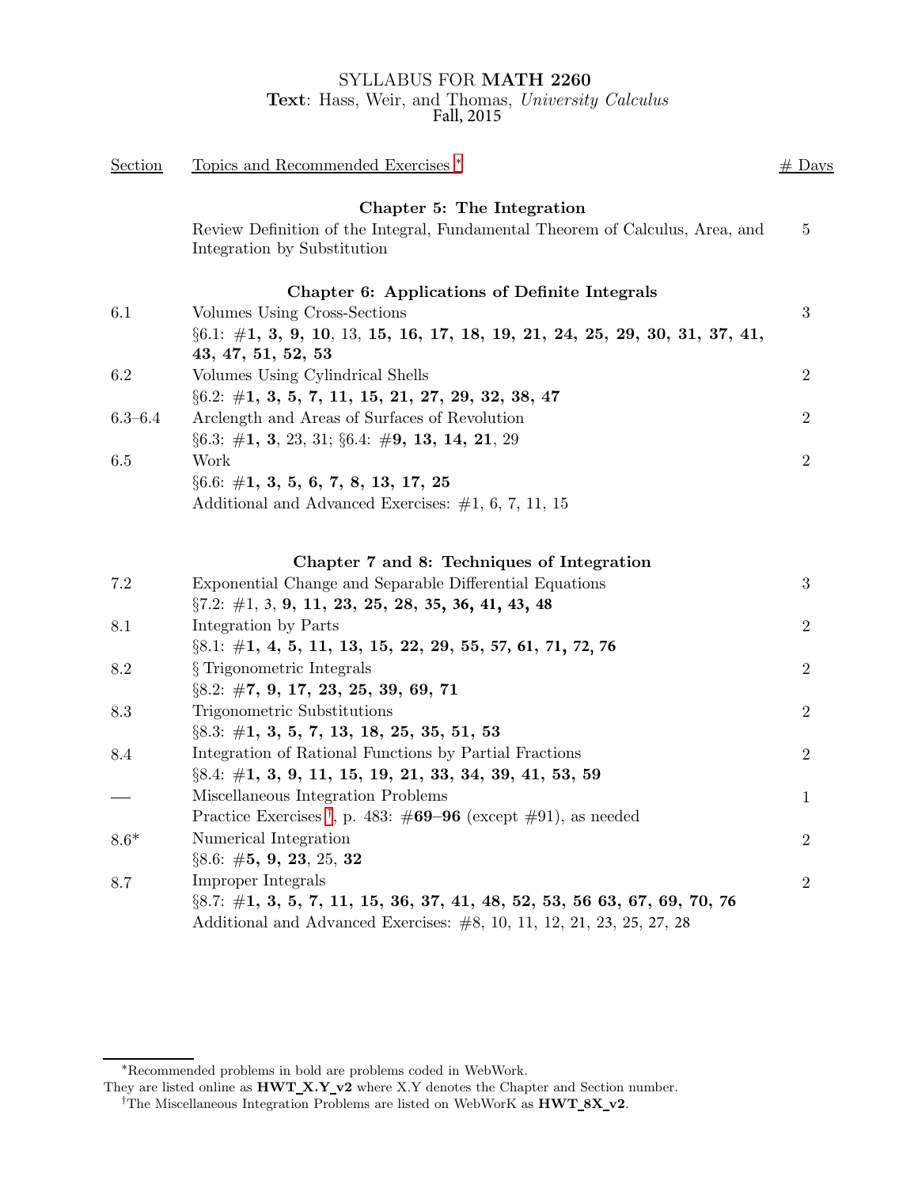# SYLLABUS FOR **MATH 2260**

**Text**: Hass, Weir, and Thomas, *University Calculus*

Fall, 2015

| Section | Topics and Recommended Exercises * | # Days |
|---|---|---|
| | **Chapter 5: The Integration** | |
| | Review Definition of the Integral, Fundamental Theorem of Calculus, Area, and Integration by Substitution | 5 |
| | **Chapter 6: Applications of Definite Integrals** | |
| 6.1 | Volumes Using Cross-Sections | 3 |
| | §6.1: #**1, 3, 9, 10**, 13, **15, 16, 17, 18, 19, 21, 24, 25, 29, 30, 31, 37, 41, 43, 47, 51, 52, 53** | |
| 6.2 | Volumes Using Cylindrical Shells | 2 |
| | §6.2: #**1, 3, 5, 7, 11, 15, 21, 27, 29, 32, 38, 47** | |
| 6.3–6.4 | Arclength and Areas of Surfaces of Revolution | 2 |
| | §6.3: #**1, 3**, 23, 31; §6.4: #**9, 13, 14, 21**, 29 | |
| 6.5 | Work | 2 |
| | §6.6: #**1, 3, 5, 6, 7, 8, 13, 17, 25** | |
| | Additional and Advanced Exercises: #1, 6, 7, 11, 15 | |
| | **Chapter 7 and 8: Techniques of Integration** | |
| 7.2 | Exponential Change and Separable Differential Equations | 3 |
| | §7.2: #1, 3, **9, 11, 23, 25, 28, 35, 36, 41, 43, 48** | |
| 8.1 | Integration by Parts | 2 |
| | §8.1: #**1, 4, 5, 11, 13, 15, 22, 29, 55, 57, 61, 71, 72, 76** | |
| 8.2 | § Trigonometric Integrals | 2 |
| | §8.2: #**7, 9, 17, 23, 25, 39, 69, 71** | |
| 8.3 | Trigonometric Substitutions | 2 |
| | §8.3: #**1, 3, 5, 7, 13, 18, 25, 35, 51, 53** | |
| 8.4 | Integration of Rational Functions by Partial Fractions | 2 |
| | §8.4: #**1, 3, 9, 11, 15, 19, 21, 33, 34, 39, 41, 53, 59** | |
| — | Miscellaneous Integration Problems | 1 |
| | Practice Exercises †, p. 483: #**69–96** (except #91), as needed | |
| 8.6* | Numerical Integration | 2 |
| | §8.6: #**5, 9, 23**, 25, **32** | |
| 8.7 | Improper Integrals | 2 |
| | §8.7: #**1, 3, 5, 7, 11, 15, 36, 37, 41, 48, 52, 53, 56 63, 67, 69, 70, 76** | |
| | Additional and Advanced Exercises: #8, 10, 11, 12, 21, 23, 25, 27, 28 | |

*Recommended problems in bold are problems coded in WebWork. They are listed online as **HWT_X.Y_v2** where X.Y denotes the Chapter and Section number.

†The Miscellaneous Integration Problems are listed on WebWorK as **HWT_8X_v2**.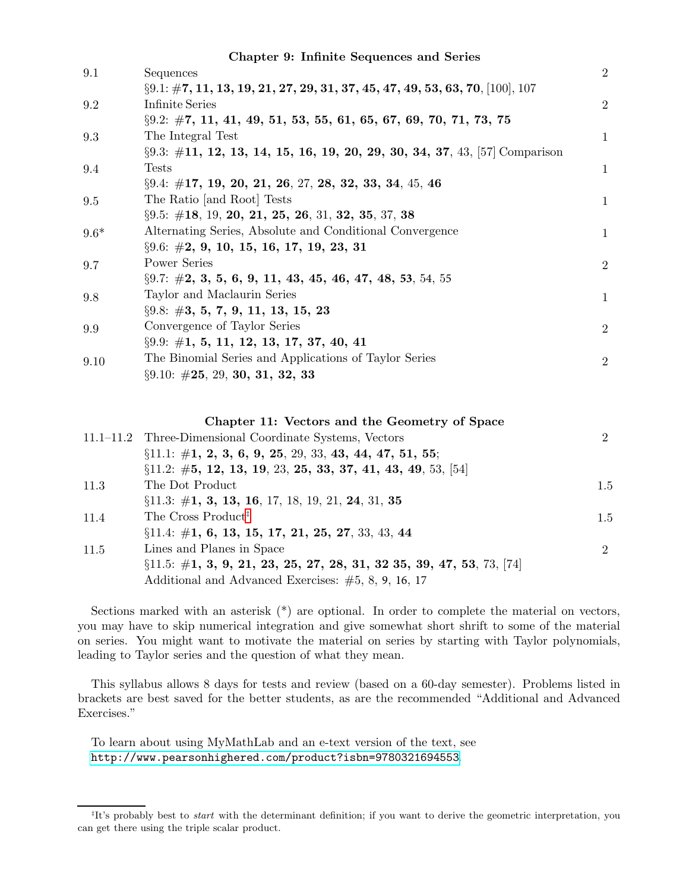## Chapter 9: Infinite Sequences and Series

| | | |
|---|---|---|
| 9.1 | Sequences<br>§9.1: #**7, 11, 13, 19, 21, 27, 29, 31, 37, 45, 47, 49, 53, 63, 70**, [100], 107 | 2 |
| 9.2 | Infinite Series<br>§9.2: #**7, 11, 41, 49, 51, 53, 55, 61, 65, 67, 69, 70, 71, 73, 75** | 2 |
| 9.3 | The Integral Test<br>§9.3: #**11, 12, 13, 14, 15, 16, 19, 20, 29, 30, 34, 37**, 43, [57] Comparison | 1 |
| 9.4 | Tests<br>§9.4: #**17, 19, 20, 21, 26**, 27, **28, 32, 33, 34**, 45, **46** | 1 |
| 9.5 | The Ratio [and Root] Tests<br>§9.5: #**18**, 19, **20, 21, 25, 26**, 31, **32, 35**, 37, **38** | 1 |
| 9.6* | Alternating Series, Absolute and Conditional Convergence<br>§9.6: #**2, 9, 10, 15, 16, 17, 19, 23, 31** | 1 |
| 9.7 | Power Series<br>§9.7: #**2, 3, 5, 6, 9, 11, 43, 45, 46, 47, 48, 53**, 54, 55 | 2 |
| 9.8 | Taylor and Maclaurin Series<br>§9.8: #**3, 5, 7, 9, 11, 13, 15, 23** | 1 |
| 9.9 | Convergence of Taylor Series<br>§9.9: #**1, 5, 11, 12, 13, 17, 37, 40, 41** | 2 |
| 9.10 | The Binomial Series and Applications of Taylor Series<br>§9.10: #**25**, 29, **30, 31, 32, 33** | 2 |

## Chapter 11: Vectors and the Geometry of Space

| | | |
|---|---|---|
| 11.1–11.2 | Three-Dimensional Coordinate Systems, Vectors<br>§11.1: #**1, 2, 3, 6, 9, 25**, 29, 33, **43, 44, 47, 51, 55**;<br>§11.2: #**5, 12, 13, 19**, 23, **25, 33, 37, 41, 43, 49**, 53, [54] | 2 |
| 11.3 | The Dot Product<br>§11.3: #**1, 3, 13, 16**, 17, 18, 19, 21, **24**, 31, **35** | 1.5 |
| 11.4 | The Cross Product[‡]<br>§11.4: #**1, 6, 13, 15, 17, 21, 25, 27**, 33, 43, **44** | 1.5 |
| 11.5 | Lines and Planes in Space<br>§11.5: #**1, 3, 9, 21, 23, 25, 27, 28, 31, 32 35, 39, 47, 53**, 73, [74]<br>Additional and Advanced Exercises: #5, 8, 9, 16, 17 | 2 |

Sections marked with an asterisk (*) are optional. In order to complete the material on vectors, you may have to skip numerical integration and give somewhat short shrift to some of the material on series. You might want to motivate the material on series by starting with Taylor polynomials, leading to Taylor series and the question of what they mean.

This syllabus allows 8 days for tests and review (based on a 60-day semester). Problems listed in brackets are best saved for the better students, as are the recommended "Additional and Advanced Exercises."

To learn about using MyMathLab and an e-text version of the text, see http://www.pearsonhighered.com/product?isbn=9780321694553

[‡]It's probably best to *start* with the determinant definition; if you want to derive the geometric interpretation, you can get there using the triple scalar product.